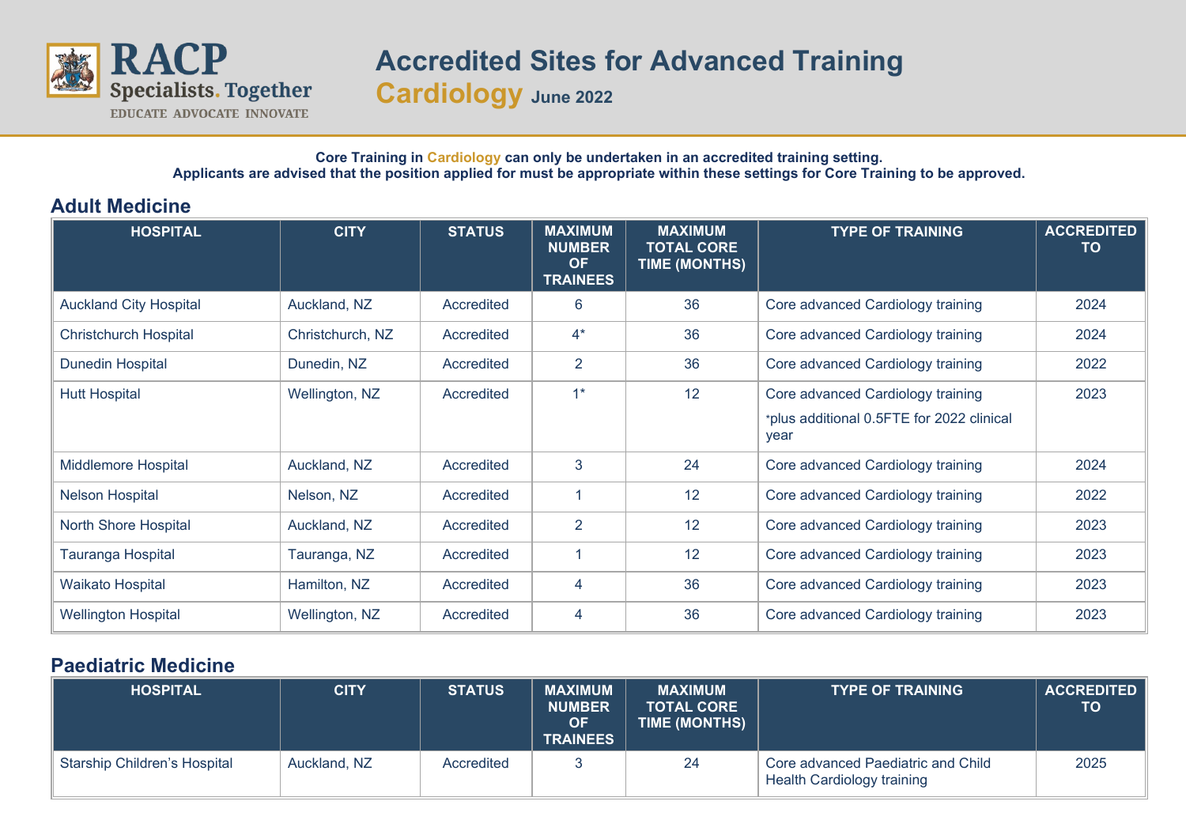# Accredited Sites for Advanced Training

## Cardiology June 2022

**Core Training in Cardiology can only be undertaken in an accredited training setting.**
**Applicants are advised that the position applied for must be appropriate within these settings for Core Training to be approved.**

## Adult Medicine

| HOSPITAL | CITY | STATUS | MAXIMUM NUMBER OF TRAINEES | MAXIMUM TOTAL CORE TIME (MONTHS) | TYPE OF TRAINING | ACCREDITED TO |
|---|---|---|---|---|---|---|
| Auckland City Hospital | Auckland, NZ | Accredited | 6 | 36 | Core advanced Cardiology training | 2024 |
| Christchurch Hospital | Christchurch, NZ | Accredited | 4* | 36 | Core advanced Cardiology training | 2024 |
| Dunedin Hospital | Dunedin, NZ | Accredited | 2 | 36 | Core advanced Cardiology training | 2022 |
| Hutt Hospital | Wellington, NZ | Accredited | 1* | 12 | Core advanced Cardiology training *plus additional 0.5FTE for 2022 clinical year | 2023 |
| Middlemore Hospital | Auckland, NZ | Accredited | 3 | 24 | Core advanced Cardiology training | 2024 |
| Nelson Hospital | Nelson, NZ | Accredited | 1 | 12 | Core advanced Cardiology training | 2022 |
| North Shore Hospital | Auckland, NZ | Accredited | 2 | 12 | Core advanced Cardiology training | 2023 |
| Tauranga Hospital | Tauranga, NZ | Accredited | 1 | 12 | Core advanced Cardiology training | 2023 |
| Waikato Hospital | Hamilton, NZ | Accredited | 4 | 36 | Core advanced Cardiology training | 2023 |
| Wellington Hospital | Wellington, NZ | Accredited | 4 | 36 | Core advanced Cardiology training | 2023 |

## Paediatric Medicine

| HOSPITAL | CITY | STATUS | MAXIMUM NUMBER OF TRAINEES | MAXIMUM TOTAL CORE TIME (MONTHS) | TYPE OF TRAINING | ACCREDITED TO |
|---|---|---|---|---|---|---|
| Starship Children's Hospital | Auckland, NZ | Accredited | 3 | 24 | Core advanced Paediatric and Child Health Cardiology training | 2025 |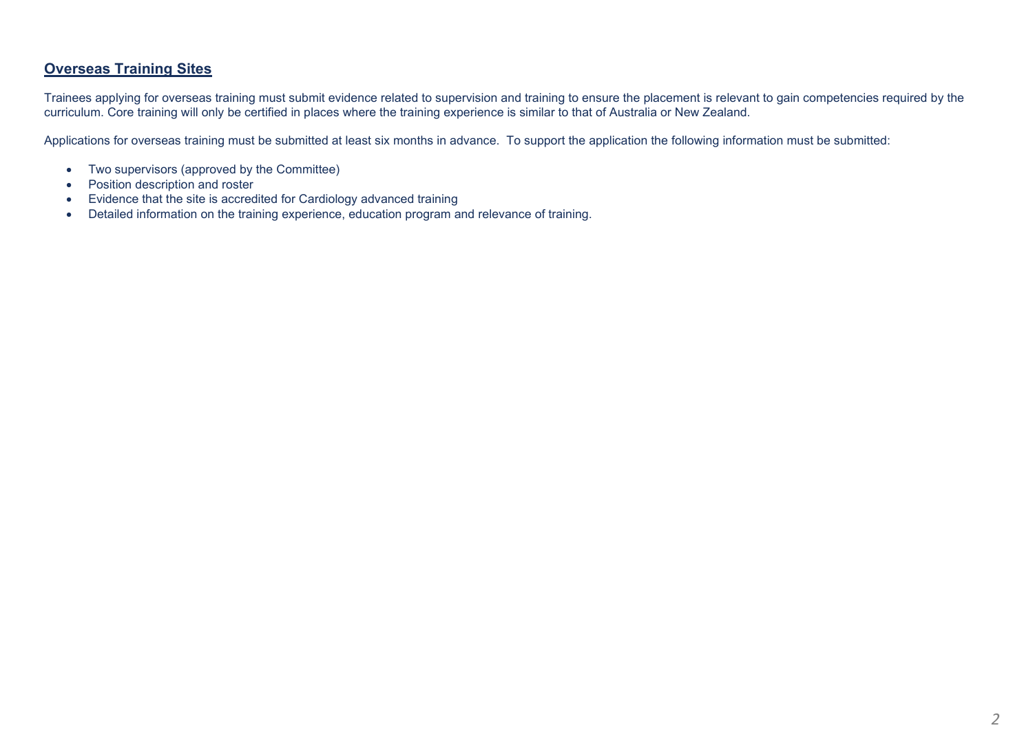## Overseas Training Sites

Trainees applying for overseas training must submit evidence related to supervision and training to ensure the placement is relevant to gain competencies required by the curriculum. Core training will only be certified in places where the training experience is similar to that of Australia or New Zealand.

Applications for overseas training must be submitted at least six months in advance. To support the application the following information must be submitted:

- Two supervisors (approved by the Committee)
- Position description and roster
- Evidence that the site is accredited for Cardiology advanced training
- Detailed information on the training experience, education program and relevance of training.